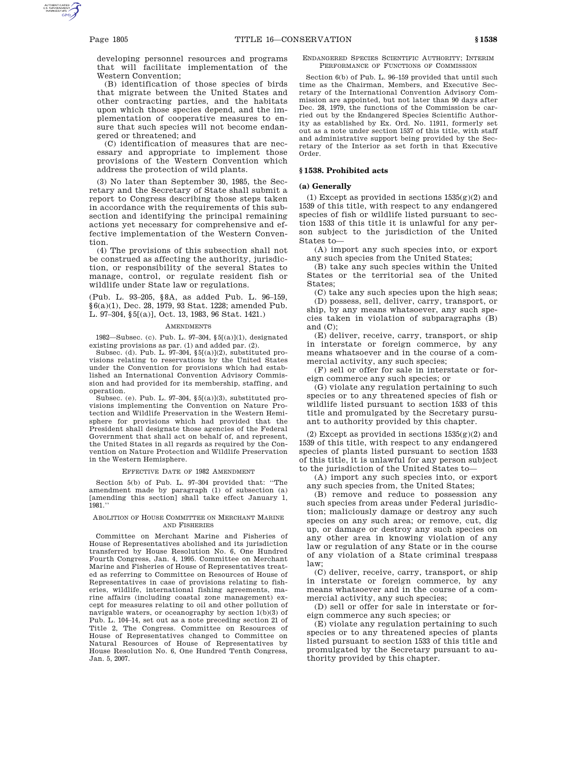developing personnel resources and programs that will facilitate implementation of the Western Convention;

(B) identification of those species of birds that migrate between the United States and other contracting parties, and the habitats upon which those species depend, and the implementation of cooperative measures to ensure that such species will not become endangered or threatened; and

(C) identification of measures that are necessary and appropriate to implement those provisions of the Western Convention which address the protection of wild plants.

(3) No later than September 30, 1985, the Secretary and the Secretary of State shall submit a report to Congress describing those steps taken in accordance with the requirements of this subsection and identifying the principal remaining actions yet necessary for comprehensive and effective implementation of the Western Convention.

(4) The provisions of this subsection shall not be construed as affecting the authority, jurisdiction, or responsibility of the several States to manage, control, or regulate resident fish or wildlife under State law or regulations.

(Pub. L. 93–205, §8A, as added Pub. L. 96–159, §6(a)(1), Dec. 28, 1979, 93 Stat. 1228; amended Pub. L. 97–304, §5[(a)], Oct. 13, 1983, 96 Stat. 1421.)

AMENDMENTS

1982—Subsec. (c). Pub. L. 97–304, §5[(a)](1), designated existing provisions as par. (1) and added par. (2).

Subsec. (d). Pub. L. 97–304, §5[(a)](2), substituted provisions relating to reservations by the United States under the Convention for provisions which had established an International Convention Advisory Commission and had provided for its membership, staffing, and operation.

Subsec. (e). Pub. L. 97–304, §5[(a)](3), substituted provisions implementing the Convention on Nature Protection and Wildlife Preservation in the Western Hemisphere for provisions which had provided that the President shall designate those agencies of the Federal Government that shall act on behalf of, and represent, the United States in all regards as required by the Convention on Nature Protection and Wildlife Preservation in the Western Hemisphere.

EFFECTIVE DATE OF 1982 AMENDMENT

Section 5(b) of Pub. L. 97–304 provided that: ''The amendment made by paragraph (1) of subsection (a) [amending this section] shall take effect January 1, 1981.''

ABOLITION OF HOUSE COMMITTEE ON MERCHANT MARINE AND FISHERIES

Committee on Merchant Marine and Fisheries of House of Representatives abolished and its jurisdiction transferred by House Resolution No. 6, One Hundred Fourth Congress, Jan. 4, 1995. Committee on Merchant Marine and Fisheries of House of Representatives treated as referring to Committee on Resources of House of Representatives in case of provisions relating to fisheries, wildlife, international fishing agreements, marine affairs (including coastal zone management) except for measures relating to oil and other pollution of navigable waters, or oceanography by section 1(b)(3) of Pub. L. 104–14, set out as a note preceding section 21 of Title 2, The Congress. Committee on Resources of House of Representatives changed to Committee on Natural Resources of House of Representatives by House Resolution No. 6, One Hundred Tenth Congress, Jan. 5, 2007.

ENDANGERED SPECIES SCIENTIFIC AUTHORITY; INTERIM PERFORMANCE OF FUNCTIONS OF COMMISSION

Section 6(b) of Pub. L. 96–159 provided that until such time as the Chairman, Members, and Executive Secretary of the International Convention Advisory Commission are appointed, but not later than 90 days after Dec. 28, 1979, the functions of the Commission be carried out by the Endangered Species Scientific Authority as established by Ex. Ord. No. 11911, formerly set out as a note under section 1537 of this title, with staff and administrative support being provided by the Secretary of the Interior as set forth in that Executive Order.

## §1538. Prohibited acts

### (a) Generally

(1) Except as provided in sections 1535(g)(2) and 1539 of this title, with respect to any endangered species of fish or wildlife listed pursuant to section 1533 of this title it is unlawful for any person subject to the jurisdiction of the United States to—

(A) import any such species into, or export any such species from the United States;

(B) take any such species within the United States or the territorial sea of the United States;

(C) take any such species upon the high seas;

(D) possess, sell, deliver, carry, transport, or ship, by any means whatsoever, any such species taken in violation of subparagraphs (B) and (C);

(E) deliver, receive, carry, transport, or ship in interstate or foreign commerce, by any means whatsoever and in the course of a commercial activity, any such species;

(F) sell or offer for sale in interstate or foreign commerce any such species; or

(G) violate any regulation pertaining to such species or to any threatened species of fish or wildlife listed pursuant to section 1533 of this title and promulgated by the Secretary pursuant to authority provided by this chapter.

(2) Except as provided in sections 1535(g)(2) and 1539 of this title, with respect to any endangered species of plants listed pursuant to section 1533 of this title, it is unlawful for any person subject to the jurisdiction of the United States to—

(A) import any such species into, or export any such species from, the United States;

(B) remove and reduce to possession any such species from areas under Federal jurisdiction; maliciously damage or destroy any such species on any such area; or remove, cut, dig up, or damage or destroy any such species on any other area in knowing violation of any law or regulation of any State or in the course of any violation of a State criminal trespass law;

(C) deliver, receive, carry, transport, or ship in interstate or foreign commerce, by any means whatsoever and in the course of a commercial activity, any such species;

(D) sell or offer for sale in interstate or foreign commerce any such species; or

(E) violate any regulation pertaining to such species or to any threatened species of plants listed pursuant to section 1533 of this title and promulgated by the Secretary pursuant to authority provided by this chapter.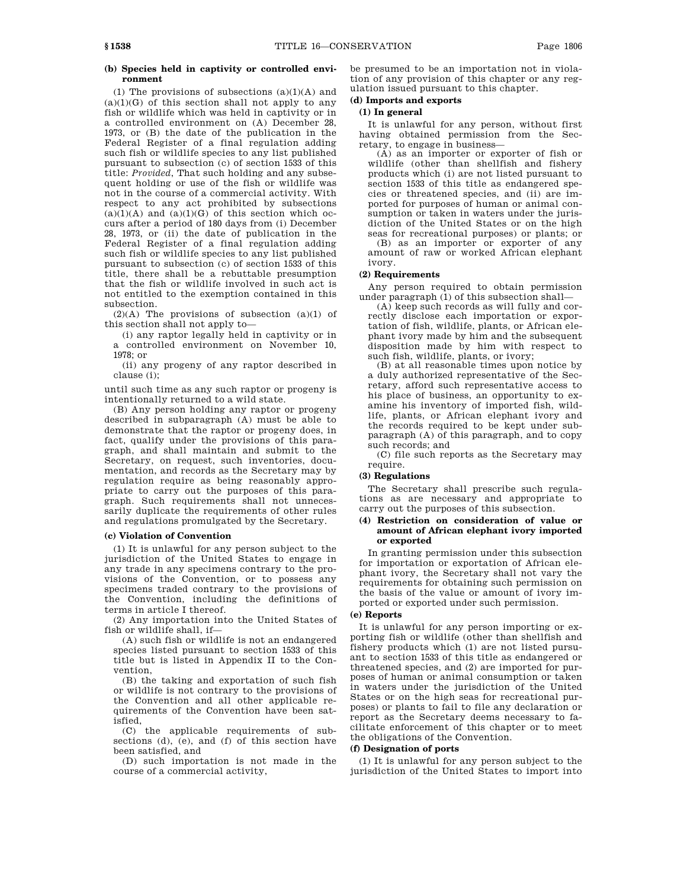### (b) Species held in captivity or controlled environment

(1) The provisions of subsections (a)(1)(A) and (a)(1)(G) of this section shall not apply to any fish or wildlife which was held in captivity or in a controlled environment on (A) December 28, 1973, or (B) the date of the publication in the Federal Register of a final regulation adding such fish or wildlife species to any list published pursuant to subsection (c) of section 1533 of this title: *Provided*, That such holding and any subsequent holding or use of the fish or wildlife was not in the course of a commercial activity. With respect to any act prohibited by subsections (a)(1)(A) and (a)(1)(G) of this section which occurs after a period of 180 days from (i) December 28, 1973, or (ii) the date of publication in the Federal Register of a final regulation adding such fish or wildlife species to any list published pursuant to subsection (c) of section 1533 of this title, there shall be a rebuttable presumption that the fish or wildlife involved in such act is not entitled to the exemption contained in this subsection.

(2)(A) The provisions of subsection (a)(1) of this section shall not apply to—

(i) any raptor legally held in captivity or in a controlled environment on November 10, 1978; or

(ii) any progeny of any raptor described in clause (i);

until such time as any such raptor or progeny is intentionally returned to a wild state.

(B) Any person holding any raptor or progeny described in subparagraph (A) must be able to demonstrate that the raptor or progeny does, in fact, qualify under the provisions of this paragraph, and shall maintain and submit to the Secretary, on request, such inventories, documentation, and records as the Secretary may by regulation require as being reasonably appropriate to carry out the purposes of this paragraph. Such requirements shall not unnecessarily duplicate the requirements of other rules and regulations promulgated by the Secretary.

### (c) Violation of Convention

(1) It is unlawful for any person subject to the jurisdiction of the United States to engage in any trade in any specimens contrary to the provisions of the Convention, or to possess any specimens traded contrary to the provisions of the Convention, including the definitions of terms in article I thereof.

(2) Any importation into the United States of fish or wildlife shall, if—

(A) such fish or wildlife is not an endangered species listed pursuant to section 1533 of this title but is listed in Appendix II to the Convention,

(B) the taking and exportation of such fish or wildlife is not contrary to the provisions of the Convention and all other applicable requirements of the Convention have been satisfied,

(C) the applicable requirements of subsections (d), (e), and (f) of this section have been satisfied, and

(D) such importation is not made in the course of a commercial activity,

be presumed to be an importation not in violation of any provision of this chapter or any regulation issued pursuant to this chapter.

### (d) Imports and exports

#### (1) In general

It is unlawful for any person, without first having obtained permission from the Secretary, to engage in business—

(A) as an importer or exporter of fish or wildlife (other than shellfish and fishery products which (i) are not listed pursuant to section 1533 of this title as endangered species or threatened species, and (ii) are imported for purposes of human or animal consumption or taken in waters under the jurisdiction of the United States or on the high seas for recreational purposes) or plants; or

(B) as an importer or exporter of any amount of raw or worked African elephant ivory.

#### (2) Requirements

Any person required to obtain permission under paragraph (1) of this subsection shall—

(A) keep such records as will fully and correctly disclose each importation or exportation of fish, wildlife, plants, or African elephant ivory made by him and the subsequent disposition made by him with respect to such fish, wildlife, plants, or ivory;

(B) at all reasonable times upon notice by a duly authorized representative of the Secretary, afford such representative access to his place of business, an opportunity to examine his inventory of imported fish, wildlife, plants, or African elephant ivory and the records required to be kept under subparagraph (A) of this paragraph, and to copy such records; and

(C) file such reports as the Secretary may require.

#### (3) Regulations

The Secretary shall prescribe such regulations as are necessary and appropriate to carry out the purposes of this subsection.

#### (4) Restriction on consideration of value or amount of African elephant ivory imported or exported

In granting permission under this subsection for importation or exportation of African elephant ivory, the Secretary shall not vary the requirements for obtaining such permission on the basis of the value or amount of ivory imported or exported under such permission.

### (e) Reports

It is unlawful for any person importing or exporting fish or wildlife (other than shellfish and fishery products which (1) are not listed pursuant to section 1533 of this title as endangered or threatened species, and (2) are imported for purposes of human or animal consumption or taken in waters under the jurisdiction of the United States or on the high seas for recreational purposes) or plants to fail to file any declaration or report as the Secretary deems necessary to facilitate enforcement of this chapter or to meet the obligations of the Convention.

### (f) Designation of ports

(1) It is unlawful for any person subject to the jurisdiction of the United States to import into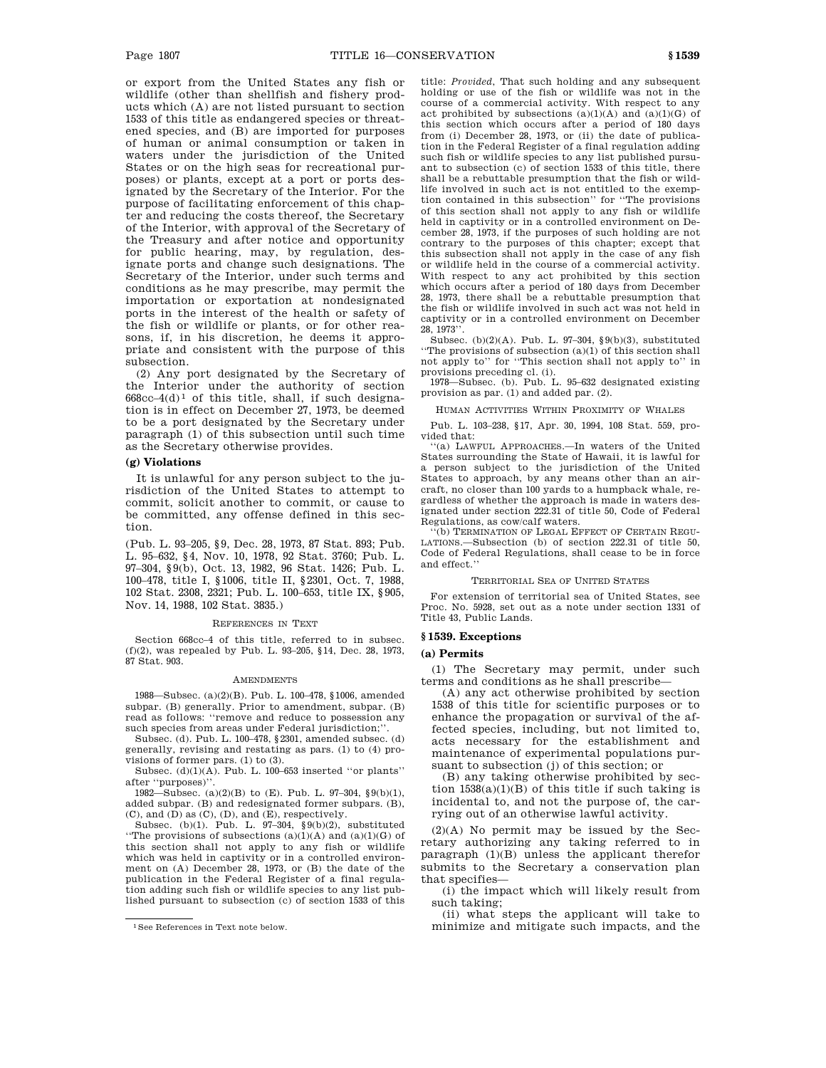or export from the United States any fish or wildlife (other than shellfish and fishery products which (A) are not listed pursuant to section 1533 of this title as endangered species or threatened species, and (B) are imported for purposes of human or animal consumption or taken in waters under the jurisdiction of the United States or on the high seas for recreational purposes) or plants, except at a port or ports designated by the Secretary of the Interior. For the purpose of facilitating enforcement of this chapter and reducing the costs thereof, the Secretary of the Interior, with approval of the Secretary of the Treasury and after notice and opportunity for public hearing, may, by regulation, designate ports and change such designations. The Secretary of the Interior, under such terms and conditions as he may prescribe, may permit the importation or exportation at nondesignated ports in the interest of the health or safety of the fish or wildlife or plants, or for other reasons, if, in his discretion, he deems it appropriate and consistent with the purpose of this subsection.

(2) Any port designated by the Secretary of the Interior under the authority of section 668cc–4(d)[1] of this title, shall, if such designation is in effect on December 27, 1973, be deemed to be a port designated by the Secretary under paragraph (1) of this subsection until such time as the Secretary otherwise provides.

**(g) Violations**

It is unlawful for any person subject to the jurisdiction of the United States to attempt to commit, solicit another to commit, or cause to be committed, any offense defined in this section.

(Pub. L. 93–205, §9, Dec. 28, 1973, 87 Stat. 893; Pub. L. 95–632, §4, Nov. 10, 1978, 92 Stat. 3760; Pub. L. 97–304, §9(b), Oct. 13, 1982, 96 Stat. 1426; Pub. L. 100–478, title I, §1006, title II, §2301, Oct. 7, 1988, 102 Stat. 2308, 2321; Pub. L. 100–653, title IX, §905, Nov. 14, 1988, 102 Stat. 3835.)

REFERENCES IN TEXT

Section 668cc–4 of this title, referred to in subsec. (f)(2), was repealed by Pub. L. 93–205, §14, Dec. 28, 1973, 87 Stat. 903.

AMENDMENTS

1988—Subsec. (a)(2)(B). Pub. L. 100–478, §1006, amended subpar. (B) generally. Prior to amendment, subpar. (B) read as follows: "remove and reduce to possession any such species from areas under Federal jurisdiction;".

Subsec. (d). Pub. L. 100–478, §2301, amended subsec. (d) generally, revising and restating as pars. (1) to (4) provisions of former pars. (1) to (3).

Subsec. (d)(1)(A). Pub. L. 100–653 inserted "or plants" after "purposes)".

1982—Subsec. (a)(2)(B) to (E). Pub. L. 97–304, §9(b)(1), added subpar. (B) and redesignated former subpars. (B), (C), and (D) as (C), (D), and (E), respectively.

Subsec. (b)(1). Pub. L. 97–304, §9(b)(2), substituted "The provisions of subsections (a)(1)(A) and (a)(1)(G) of this section shall not apply to any fish or wildlife which was held in captivity or in a controlled environment on (A) December 28, 1973, or (B) the date of the publication in the Federal Register of a final regulation adding such fish or wildlife species to any list published pursuant to subsection (c) of section 1533 of this title: *Provided*, That such holding and any subsequent holding or use of the fish or wildlife was not in the course of a commercial activity. With respect to any act prohibited by subsections (a)(1)(A) and (a)(1)(G) of this section which occurs after a period of 180 days from (i) December 28, 1973, or (ii) the date of publication in the Federal Register of a final regulation adding such fish or wildlife species to any list published pursuant to subsection (c) of section 1533 of this title, there shall be a rebuttable presumption that the fish or wildlife involved in such act is not entitled to the exemption contained in this subsection" for "The provisions of this section shall not apply to any fish or wildlife held in captivity or in a controlled environment on December 28, 1973, if the purposes of such holding are not contrary to the purposes of this chapter; except that this subsection shall not apply in the case of any fish or wildlife held in the course of a commercial activity. With respect to any act prohibited by this section which occurs after a period of 180 days from December 28, 1973, there shall be a rebuttable presumption that the fish or wildlife involved in such act was not held in captivity or in a controlled environment on December 28, 1973".

Subsec. (b)(2)(A). Pub. L. 97–304, §9(b)(3), substituted "The provisions of subsection (a)(1) of this section shall not apply to" for "This section shall not apply to" in provisions preceding cl. (i).

1978—Subsec. (b). Pub. L. 95–632 designated existing provision as par. (1) and added par. (2).

HUMAN ACTIVITIES WITHIN PROXIMITY OF WHALES

Pub. L. 103–238, §17, Apr. 30, 1994, 108 Stat. 559, provided that:

"(a) LAWFUL APPROACHES.—In waters of the United States surrounding the State of Hawaii, it is lawful for a person subject to the jurisdiction of the United States to approach, by any means other than an aircraft, no closer than 100 yards to a humpback whale, regardless of whether the approach is made in waters designated under section 222.31 of title 50, Code of Federal Regulations, as cow/calf waters.

"(b) TERMINATION OF LEGAL EFFECT OF CERTAIN REGULATIONS.—Subsection (b) of section 222.31 of title 50, Code of Federal Regulations, shall cease to be in force and effect."

TERRITORIAL SEA OF UNITED STATES

For extension of territorial sea of United States, see Proc. No. 5928, set out as a note under section 1331 of Title 43, Public Lands.

### § 1539. Exceptions

**(a) Permits**

(1) The Secretary may permit, under such terms and conditions as he shall prescribe—

(A) any act otherwise prohibited by section 1538 of this title for scientific purposes or to enhance the propagation or survival of the affected species, including, but not limited to, acts necessary for the establishment and maintenance of experimental populations pursuant to subsection (j) of this section; or

(B) any taking otherwise prohibited by section 1538(a)(1)(B) of this title if such taking is incidental to, and not the purpose of, the carrying out of an otherwise lawful activity.

(2)(A) No permit may be issued by the Secretary authorizing any taking referred to in paragraph (1)(B) unless the applicant therefor submits to the Secretary a conservation plan that specifies—

(i) the impact which will likely result from such taking;

(ii) what steps the applicant will take to minimize and mitigate such impacts, and the

[1] See References in Text note below.